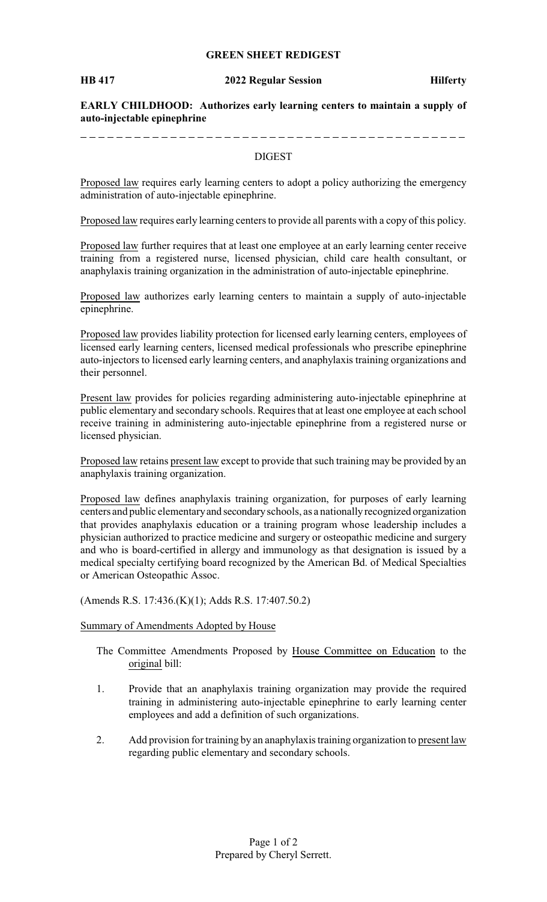# GREEN SHEET REDIGEST

**HB 417** **2022 Regular Session** **Hilferty**

**EARLY CHILDHOOD: Authorizes early learning centers to maintain a supply of auto-injectable epinephrine**

## DIGEST

Proposed law requires early learning centers to adopt a policy authorizing the emergency administration of auto-injectable epinephrine.

Proposed law requires early learning centers to provide all parents with a copy of this policy.

Proposed law further requires that at least one employee at an early learning center receive training from a registered nurse, licensed physician, child care health consultant, or anaphylaxis training organization in the administration of auto-injectable epinephrine.

Proposed law authorizes early learning centers to maintain a supply of auto-injectable epinephrine.

Proposed law provides liability protection for licensed early learning centers, employees of licensed early learning centers, licensed medical professionals who prescribe epinephrine auto-injectors to licensed early learning centers, and anaphylaxis training organizations and their personnel.

Present law provides for policies regarding administering auto-injectable epinephrine at public elementary and secondary schools. Requires that at least one employee at each school receive training in administering auto-injectable epinephrine from a registered nurse or licensed physician.

Proposed law retains present law except to provide that such training may be provided by an anaphylaxis training organization.

Proposed law defines anaphylaxis training organization, for purposes of early learning centers and public elementary and secondary schools, as a nationally recognized organization that provides anaphylaxis education or a training program whose leadership includes a physician authorized to practice medicine and surgery or osteopathic medicine and surgery and who is board-certified in allergy and immunology as that designation is issued by a medical specialty certifying board recognized by the American Bd. of Medical Specialties or American Osteopathic Assoc.

(Amends R.S. 17:436.(K)(1); Adds R.S. 17:407.50.2)

Summary of Amendments Adopted by House

The Committee Amendments Proposed by House Committee on Education to the original bill:

1. Provide that an anaphylaxis training organization may provide the required training in administering auto-injectable epinephrine to early learning center employees and add a definition of such organizations.
2. Add provision for training by an anaphylaxis training organization to present law regarding public elementary and secondary schools.

Prepared by Cheryl Serrett.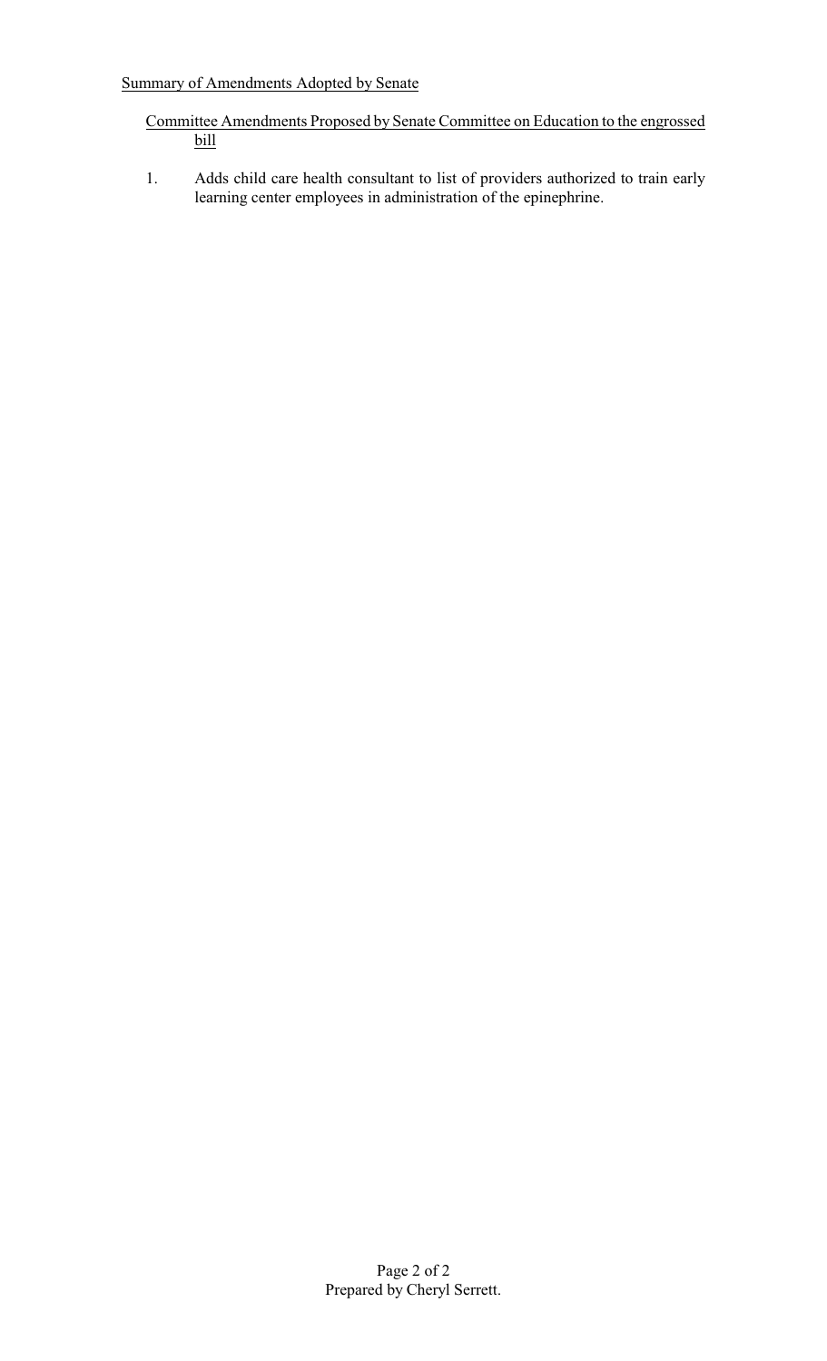Summary of Amendments Adopted by Senate

Committee Amendments Proposed by Senate Committee on Education to the engrossed bill

1. Adds child care health consultant to list of providers authorized to train early learning center employees in administration of the epinephrine.

Prepared by Cheryl Serrett.